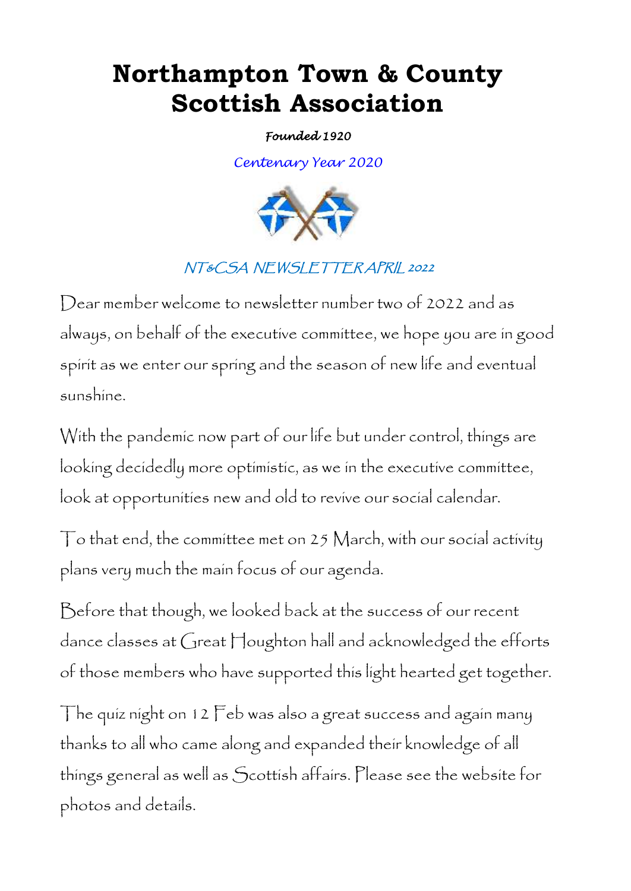# Northampton Town & County Scottish Association

*Founded 1920*

*Centenary Year 2020*

*NT&CSA NEWSLETTER APRIL 2022*

Dear member welcome to newsletter number two of 2022 and as always, on behalf of the executive committee, we hope you are in good spirit as we enter our spring and the season of new life and eventual sunshine.

With the pandemic now part of our life but under control, things are looking decidedly more optimistic, as we in the executive committee, look at opportunities new and old to revive our social calendar.

To that end, the committee met on 25 March, with our social activity plans very much the main focus of our agenda.

Before that though, we looked back at the success of our recent dance classes at Great Houghton hall and acknowledged the efforts of those members who have supported this light hearted get together.

The quiz night on 12 Feb was also a great success and again many thanks to all who came along and expanded their knowledge of all things general as well as Scottish affairs. Please see the website for photos and details.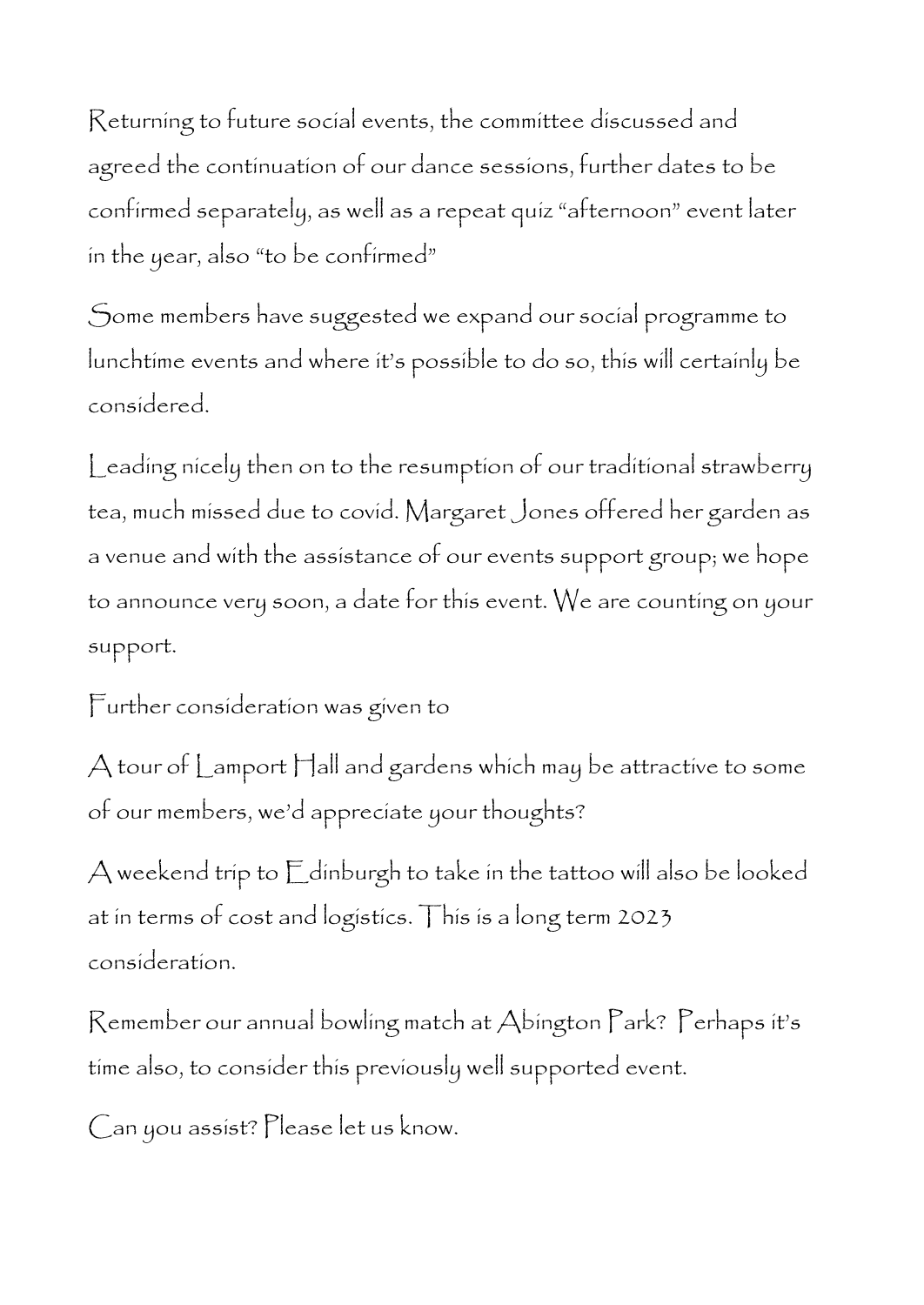Returning to future social events, the committee discussed and agreed the continuation of our dance sessions, further dates to be confirmed separately, as well as a repeat quiz "afternoon" event later in the year, also "to be confirmed"

Some members have suggested we expand our social programme to lunchtime events and where it's possible to do so, this will certainly be considered.

Leading nicely then on to the resumption of our traditional strawberry tea, much missed due to covid. Margaret Jones offered her garden as a venue and with the assistance of our events support group; we hope to announce very soon, a date for this event. We are counting on your support.

Further consideration was given to

A tour of Lamport Hall and gardens which may be attractive to some of our members, we'd appreciate your thoughts?

A weekend trip to Edinburgh to take in the tattoo will also be looked at in terms of cost and logistics. This is a long term 2023 consideration.

Remember our annual bowling match at Abington Park? Perhaps it's time also, to consider this previously well supported event.

Can you assist? Please let us know.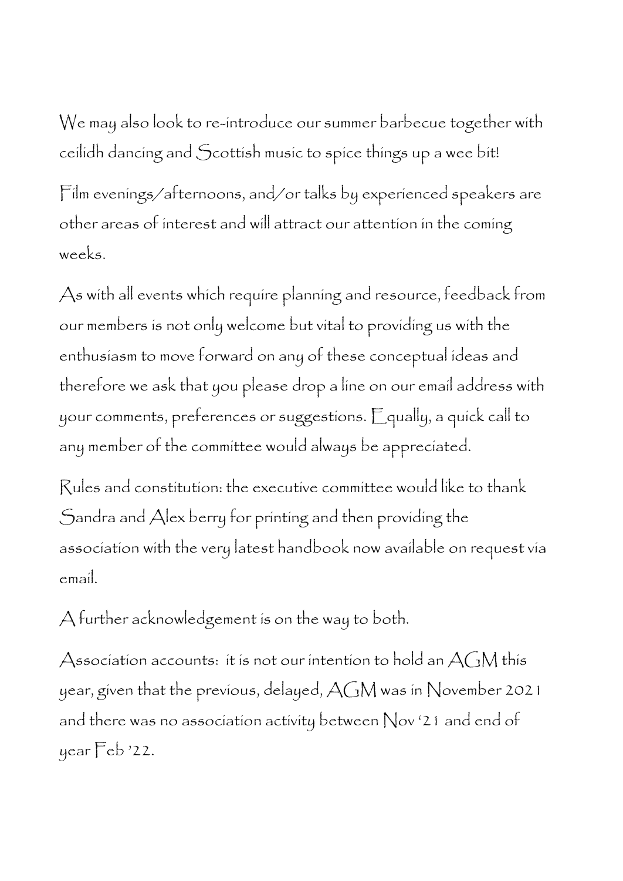We may also look to re-introduce our summer barbecue together with ceilidh dancing and Scottish music to spice things up a wee bit!

Film evenings/afternoons, and/or talks by experienced speakers are other areas of interest and will attract our attention in the coming weeks.

As with all events which require planning and resource, feedback from our members is not only welcome but vital to providing us with the enthusiasm to move forward on any of these conceptual ideas and therefore we ask that you please drop a line on our email address with your comments, preferences or suggestions. Equally, a quick call to any member of the committee would always be appreciated.

Rules and constitution: the executive committee would like to thank Sandra and Alex berry for printing and then providing the association with the very latest handbook now available on request via email.

A further acknowledgement is on the way to both.

Association accounts: it is not our intention to hold an AGM this year, given that the previous, delayed, AGM was in November 2021 and there was no association activity between Nov '21 and end of year Feb '22.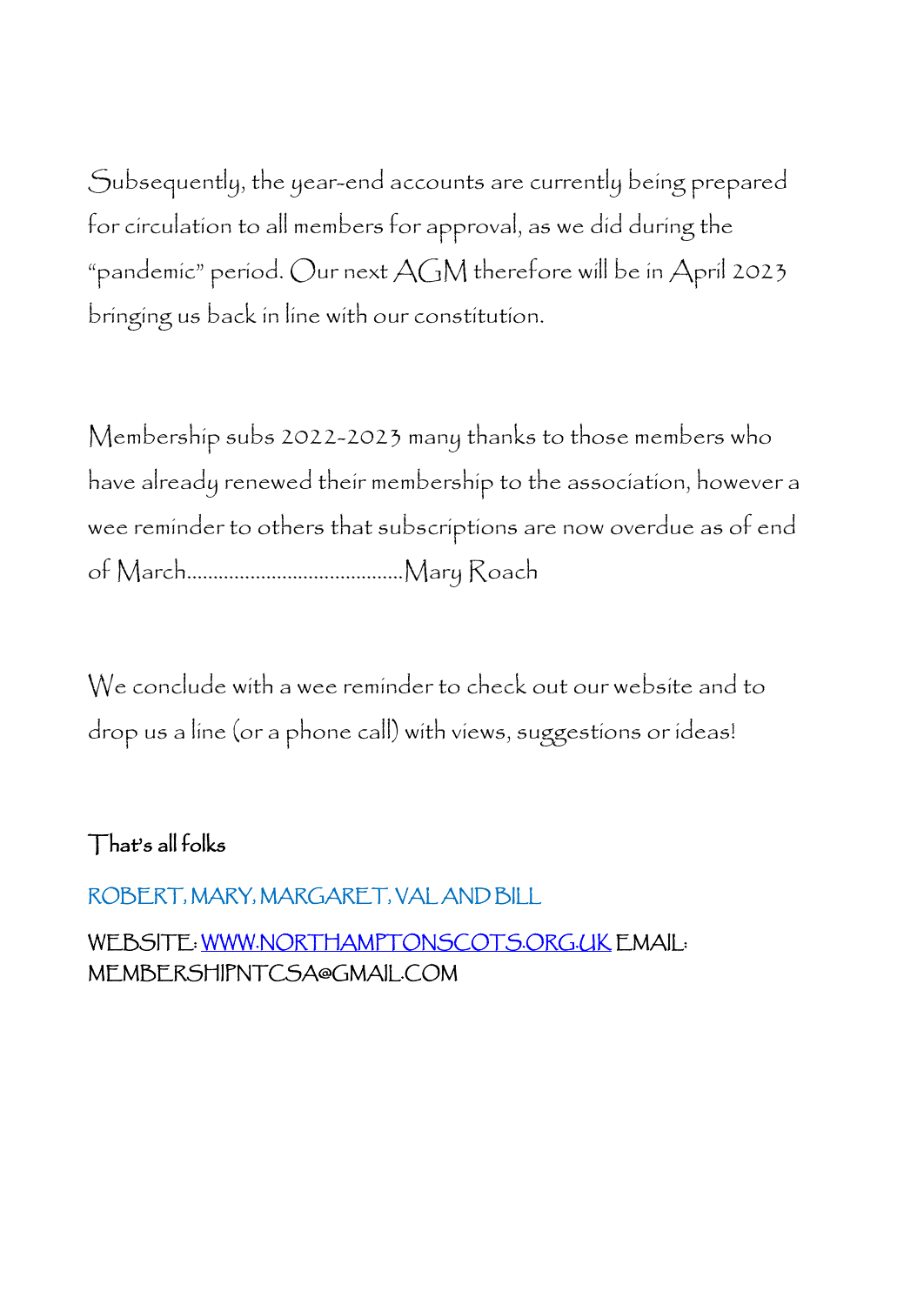Subsequently, the year-end accounts are currently being prepared for circulation to all members for approval, as we did during the "pandemic" period. Our next AGM therefore will be in April 2023 bringing us back in line with our constitution.

Membership subs 2022-2023 many thanks to those members who have already renewed their membership to the association, however a wee reminder to others that subscriptions are now overdue as of end of March.........................................Mary Roach

We conclude with a wee reminder to check out our website and to drop us a line (or a phone call) with views, suggestions or ideas!

That's all folks

ROBERT, MARY, MARGARET, VAL AND BILL

WEBSITE: WWW.NORTHAMPTONSCOTS.ORG.UK EMAIL: MEMBERSHIPNTCSA@GMAIL.COM